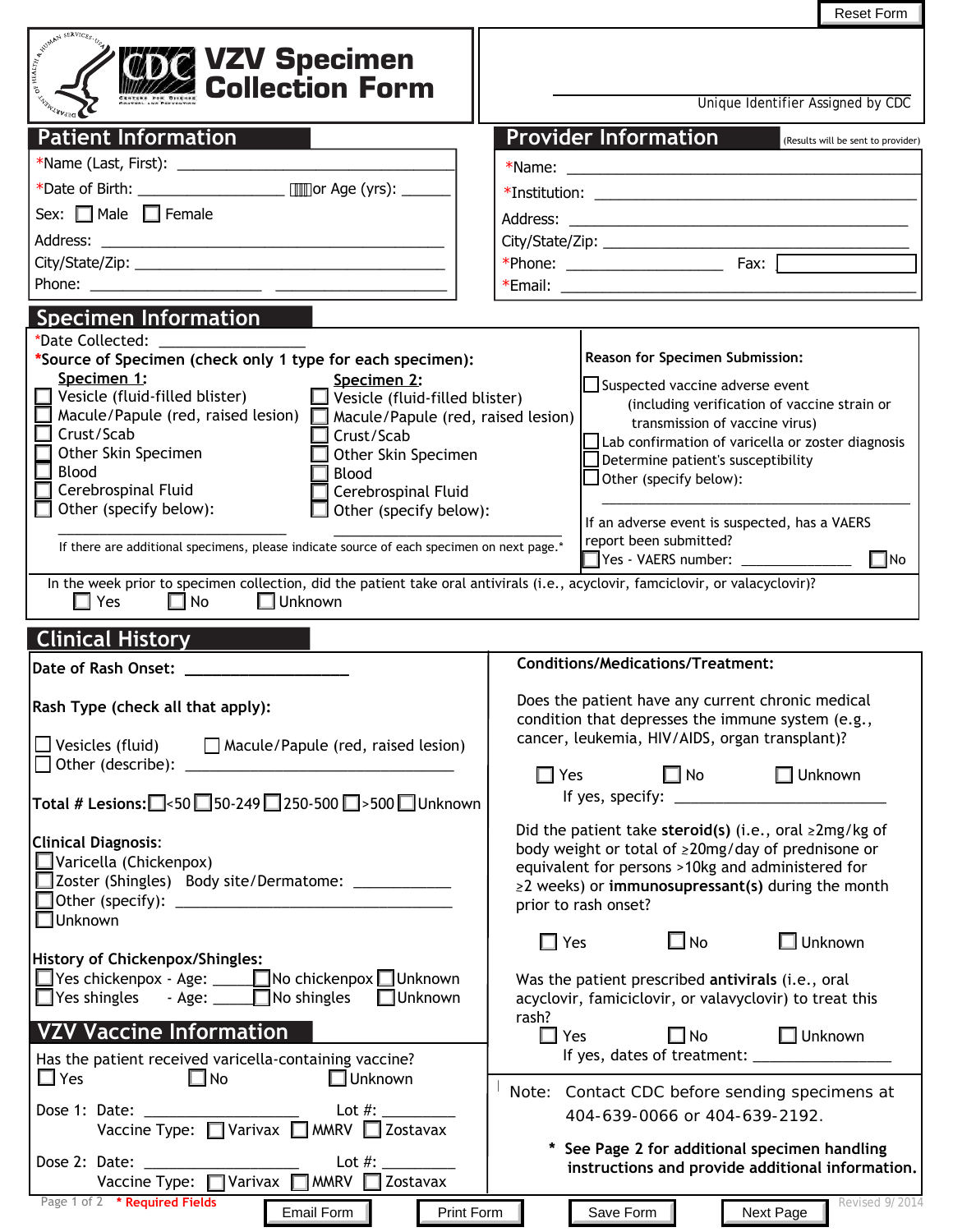# VZV Specimen Collection Form

Unique Identifier Assigned by CDC: ____________________

## Patient Information

*Name (Last, First): ____________________

*Date of Birth: ____________ or Age (yrs): ______

Sex: ☐ Male ☐ Female

Address: ____________________

City/State/Zip: ____________________

Phone: ____________ ____________

## Provider Information

(Results will be sent to provider)

*Name: ____________________

*Institution: ____________________

Address: ____________________

City/State/Zip: ____________________

*Phone: ____________ Fax: ____________

*Email: ____________________

## Specimen Information

*Date Collected: ____________

*Source of Specimen (check only 1 type for each specimen):

**Specimen 1:**

- ☐ Vesicle (fluid-filled blister)
- ☐ Macule/Papule (red, raised lesion)
- ☐ Crust/Scab
- ☐ Other Skin Specimen
- ☐ Blood
- ☐ Cerebrospinal Fluid
- ☐ Other (specify below): ____________

**Specimen 2:**

- ☐ Vesicle (fluid-filled blister)
- ☐ Macule/Papule (red, raised lesion)
- ☐ Crust/Scab
- ☐ Other Skin Specimen
- ☐ Blood
- ☐ Cerebrospinal Fluid
- ☐ Other (specify below): ____________

If there are additional specimens, please indicate source of each specimen on next page.*

**Reason for Specimen Submission:**

- ☐ Suspected vaccine adverse event (including verification of vaccine strain or transmission of vaccine virus)
- ☐ Lab confirmation of varicella or zoster diagnosis
- ☐ Determine patient's susceptibility
- ☐ Other (specify below): ____________

If an adverse event is suspected, has a VAERS report been submitted?
☐ Yes - VAERS number: ____________ ☐ No

In the week prior to specimen collection, did the patient take oral antivirals (i.e., acyclovir, famciclovir, or valacyclovir)?
☐ Yes ☐ No ☐ Unknown

## Clinical History

**Date of Rash Onset:** ____________

**Rash Type (check all that apply):**

☐ Vesicles (fluid) ☐ Macule/Papule (red, raised lesion)
☐ Other (describe): ____________

**Total # Lesions:** ☐ <50 ☐ 50-249 ☐ 250-500 ☐ >500 ☐ Unknown

**Clinical Diagnosis:**

- ☐ Varicella (Chickenpox)
- ☐ Zoster (Shingles) Body site/Dermatome: ____________
- ☐ Other (specify): ____________
- ☐ Unknown

**History of Chickenpox/Shingles:**

☐ Yes chickenpox - Age: _____ ☐ No chickenpox ☐ Unknown
☐ Yes shingles - Age: _____ ☐ No shingles ☐ Unknown

**Conditions/Medications/Treatment:**

Does the patient have any current chronic medical condition that depresses the immune system (e.g., cancer, leukemia, HIV/AIDS, organ transplant)?
☐ Yes ☐ No ☐ Unknown
If yes, specify: ____________

Did the patient take **steroid(s)** (i.e., oral ≥2mg/kg of body weight or total of ≥20mg/day of prednisone or equivalent for persons >10kg and administered for ≥2 weeks) or **immunosupressant(s)** during the month prior to rash onset?
☐ Yes ☐ No ☐ Unknown

Was the patient prescribed **antivirals** (i.e., oral acyclovir, famiciclovir, or valavyclovir) to treat this rash?
☐ Yes ☐ No ☐ Unknown
If yes, dates of treatment: ____________

## VZV Vaccine Information

Has the patient received varicella-containing vaccine?
☐ Yes ☐ No ☐ Unknown

Dose 1: Date: ____________ Lot #: ________
Vaccine Type: ☐ Varivax ☐ MMRV ☐ Zostavax

Dose 2: Date: ____________ Lot #: ________
Vaccine Type: ☐ Varivax ☐ MMRV ☐ Zostavax

Note: Contact CDC before sending specimens at 404-639-0066 or 404-639-2192.

\* **See Page 2 for additional specimen handling instructions and provide additional information.**

\* Required Fields

Revised 9/2014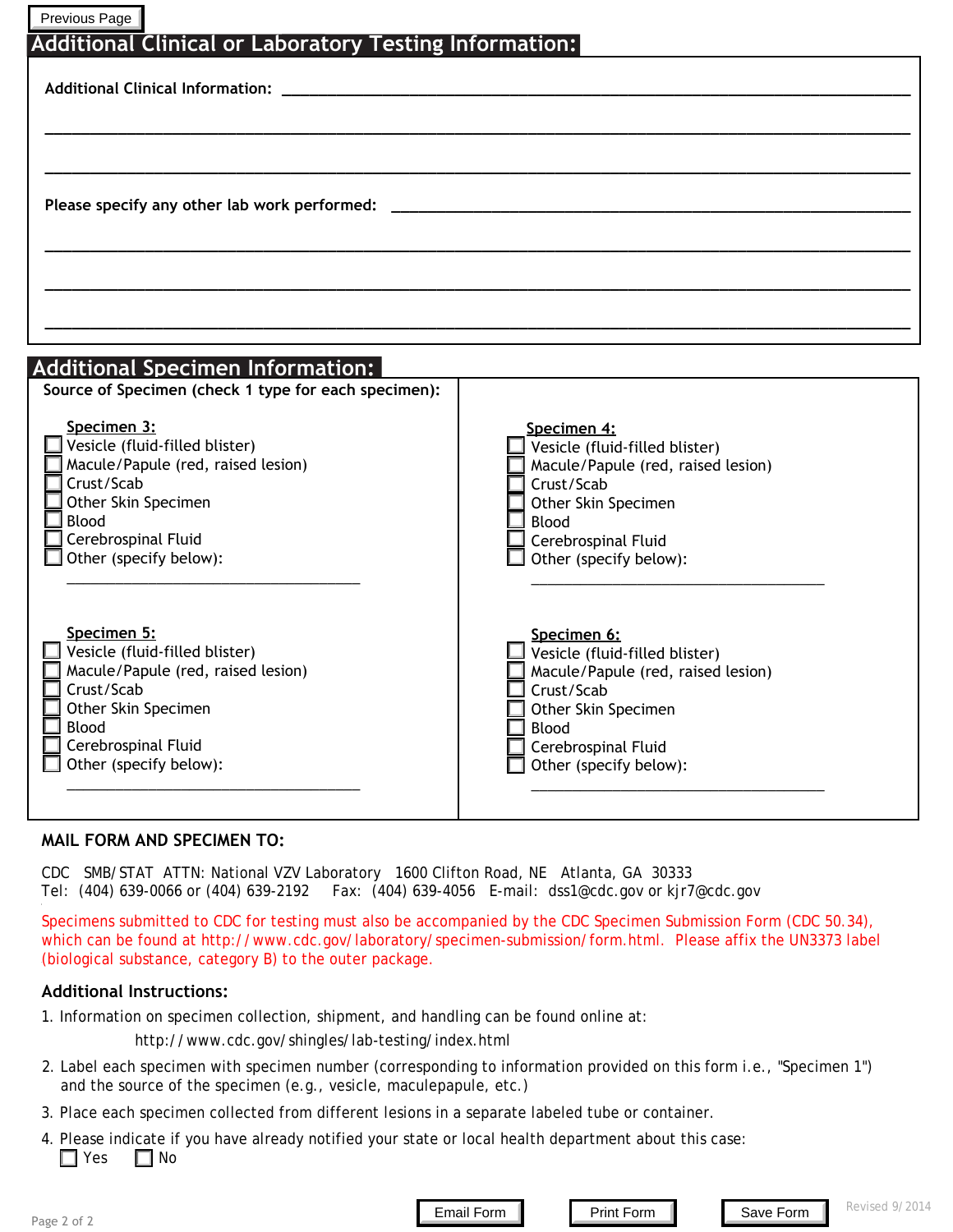Previous Page

## Additional Clinical or Laboratory Testing Information:

**Additional Clinical Information:** ____________________________________________

____________________________________________

____________________________________________

**Please specify any other lab work performed:** ____________________________________________

____________________________________________

____________________________________________

____________________________________________

## Additional Specimen Information:

**Source of Specimen (check 1 type for each specimen):**

**Specimen 3:**

- ☐ Vesicle (fluid-filled blister)
- ☐ Macule/Papule (red, raised lesion)
- ☐ Crust/Scab
- ☐ Other Skin Specimen
- ☐ Blood
- ☐ Cerebrospinal Fluid
- ☐ Other (specify below):

____________________________________

**Specimen 4:**

- ☐ Vesicle (fluid-filled blister)
- ☐ Macule/Papule (red, raised lesion)
- ☐ Crust/Scab
- ☐ Other Skin Specimen
- ☐ Blood
- ☐ Cerebrospinal Fluid
- ☐ Other (specify below):

____________________________________

**Specimen 5:**

- ☐ Vesicle (fluid-filled blister)
- ☐ Macule/Papule (red, raised lesion)
- ☐ Crust/Scab
- ☐ Other Skin Specimen
- ☐ Blood
- ☐ Cerebrospinal Fluid
- ☐ Other (specify below):

____________________________________

**Specimen 6:**

- ☐ Vesicle (fluid-filled blister)
- ☐ Macule/Papule (red, raised lesion)
- ☐ Crust/Scab
- ☐ Other Skin Specimen
- ☐ Blood
- ☐ Cerebrospinal Fluid
- ☐ Other (specify below):

____________________________________

### MAIL FORM AND SPECIMEN TO:

CDC SMB/STAT ATTN: National VZV Laboratory 1600 Clifton Road, NE Atlanta, GA 30333
Tel: (404) 639-0066 or (404) 639-2192 Fax: (404) 639-4056 E-mail: dss1@cdc.gov or kjr7@cdc.gov

Specimens submitted to CDC for testing must also be accompanied by the CDC Specimen Submission Form (CDC 50.34), which can be found at http://www.cdc.gov/laboratory/specimen-submission/form.html. Please affix the UN3373 label (biological substance, category B) to the outer package.

### Additional Instructions:

1. Information on specimen collection, shipment, and handling can be found online at:
   http://www.cdc.gov/shingles/lab-testing/index.html
2. Label each specimen with specimen number (corresponding to information provided on this form i.e., "Specimen 1") and the source of the specimen (e.g., vesicle, maculepapule, etc.)
3. Place each specimen collected from different lesions in a separate labeled tube or container.
4. Please indicate if you have already notified your state or local health department about this case:
   ☐ Yes ☐ No

Email Form Print Form Save Form

Revised 9/2014